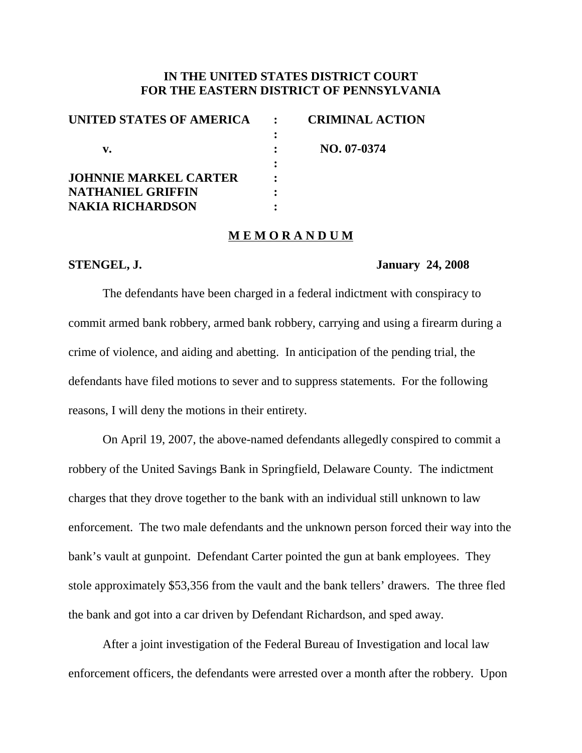**IN THE UNITED STATES DISTRICT COURT**
**FOR THE EASTERN DISTRICT OF PENNSYLVANIA**

| | | |
|---|---|---|
| **UNITED STATES OF AMERICA** | : | **CRIMINAL ACTION** |
| | : | |
| **v.** | : | **NO. 07-0374** |
| | : | |
| **JOHNNIE MARKEL CARTER** | : | |
| **NATHANIEL GRIFFIN** | : | |
| **NAKIA RICHARDSON** | : | |

**M E M O R A N D U M**

**STENGEL, J.** **January 24, 2008**

The defendants have been charged in a federal indictment with conspiracy to commit armed bank robbery, armed bank robbery, carrying and using a firearm during a crime of violence, and aiding and abetting. In anticipation of the pending trial, the defendants have filed motions to sever and to suppress statements. For the following reasons, I will deny the motions in their entirety.

On April 19, 2007, the above-named defendants allegedly conspired to commit a robbery of the United Savings Bank in Springfield, Delaware County. The indictment charges that they drove together to the bank with an individual still unknown to law enforcement. The two male defendants and the unknown person forced their way into the bank's vault at gunpoint. Defendant Carter pointed the gun at bank employees. They stole approximately $53,356 from the vault and the bank tellers' drawers. The three fled the bank and got into a car driven by Defendant Richardson, and sped away.

After a joint investigation of the Federal Bureau of Investigation and local law enforcement officers, the defendants were arrested over a month after the robbery. Upon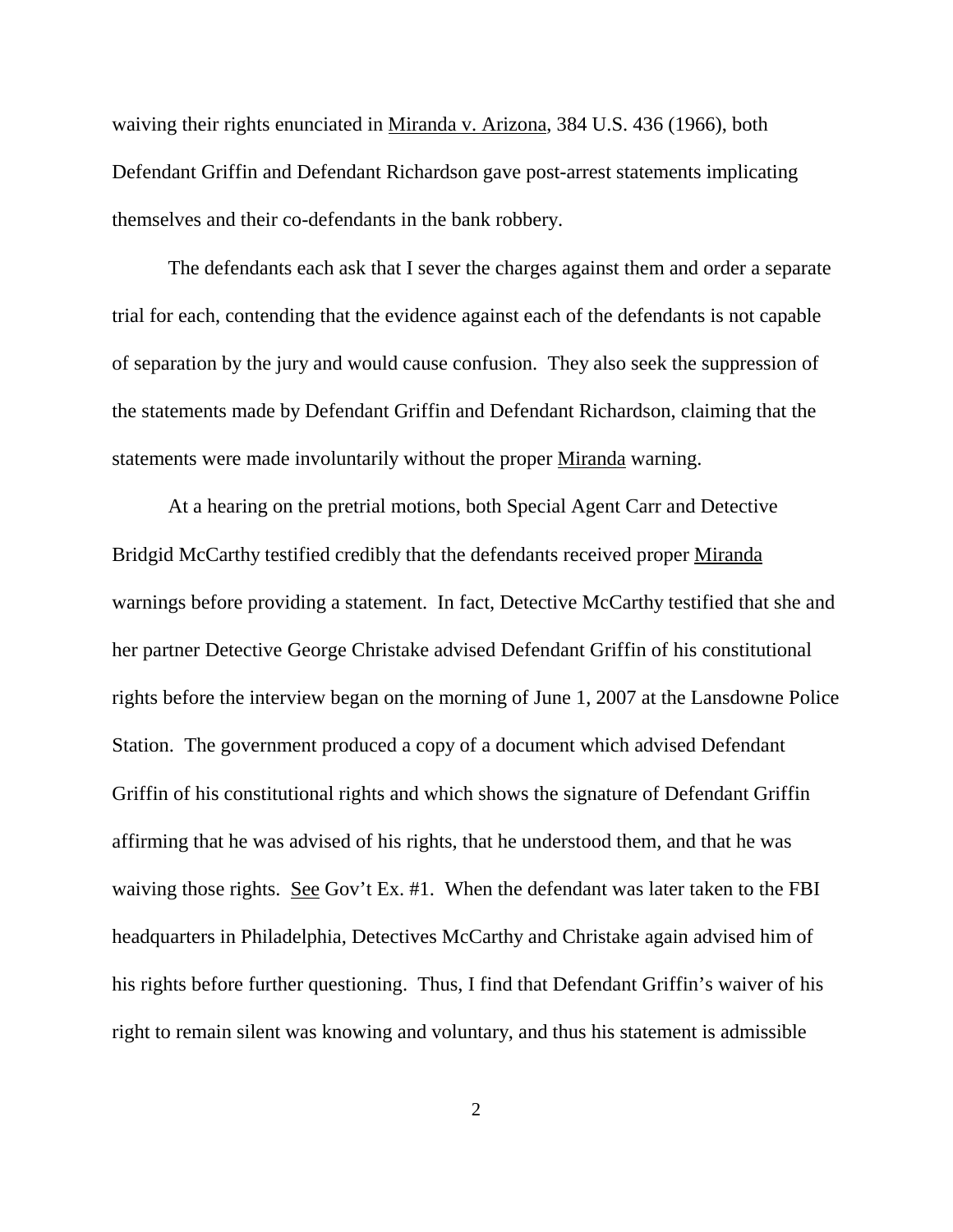waiving their rights enunciated in Miranda v. Arizona, 384 U.S. 436 (1966), both Defendant Griffin and Defendant Richardson gave post-arrest statements implicating themselves and their co-defendants in the bank robbery.

The defendants each ask that I sever the charges against them and order a separate trial for each, contending that the evidence against each of the defendants is not capable of separation by the jury and would cause confusion. They also seek the suppression of the statements made by Defendant Griffin and Defendant Richardson, claiming that the statements were made involuntarily without the proper Miranda warning.

At a hearing on the pretrial motions, both Special Agent Carr and Detective Bridgid McCarthy testified credibly that the defendants received proper Miranda warnings before providing a statement. In fact, Detective McCarthy testified that she and her partner Detective George Christake advised Defendant Griffin of his constitutional rights before the interview began on the morning of June 1, 2007 at the Lansdowne Police Station. The government produced a copy of a document which advised Defendant Griffin of his constitutional rights and which shows the signature of Defendant Griffin affirming that he was advised of his rights, that he understood them, and that he was waiving those rights. See Gov't Ex. #1. When the defendant was later taken to the FBI headquarters in Philadelphia, Detectives McCarthy and Christake again advised him of his rights before further questioning. Thus, I find that Defendant Griffin's waiver of his right to remain silent was knowing and voluntary, and thus his statement is admissible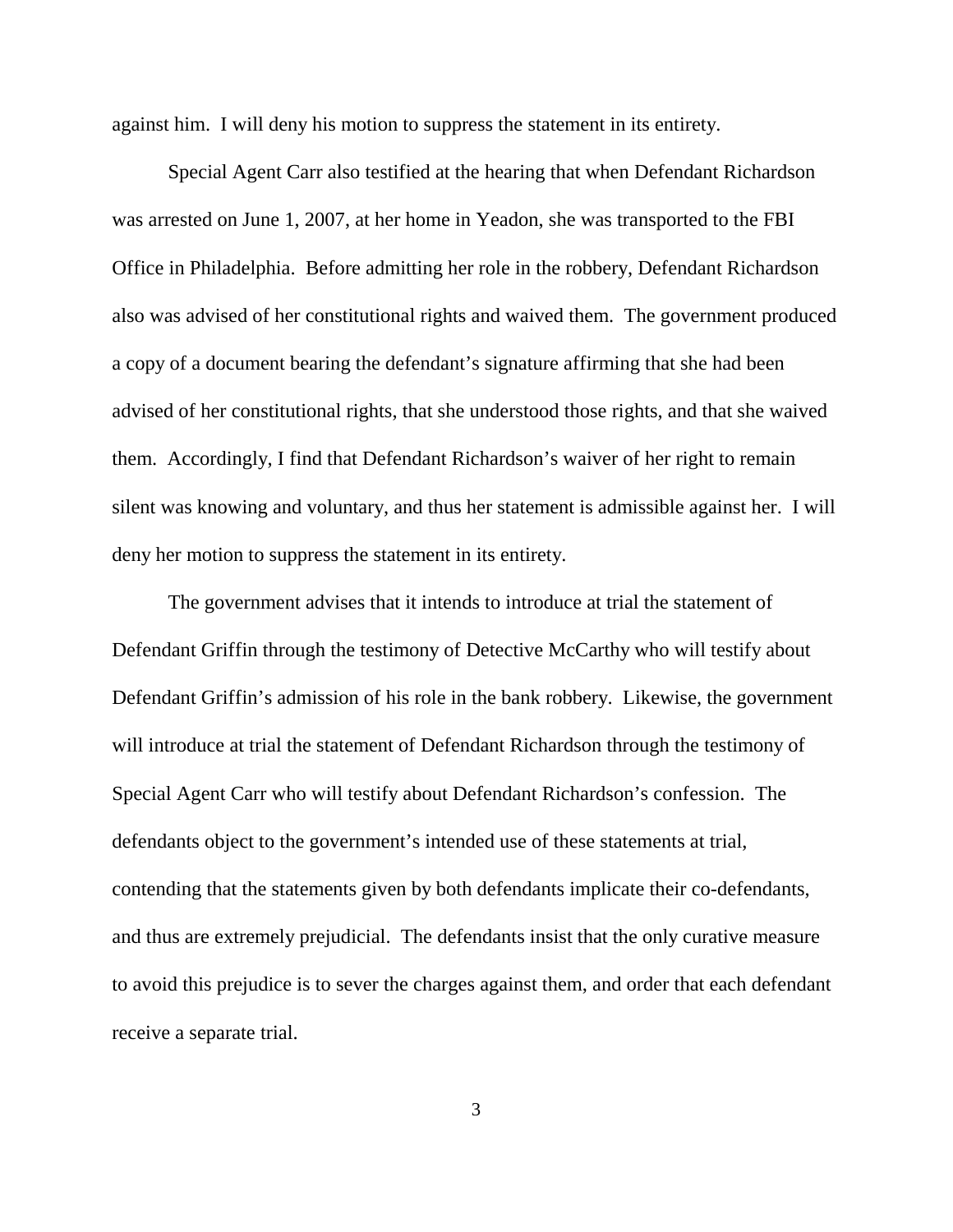against him. I will deny his motion to suppress the statement in its entirety.

Special Agent Carr also testified at the hearing that when Defendant Richardson was arrested on June 1, 2007, at her home in Yeadon, she was transported to the FBI Office in Philadelphia. Before admitting her role in the robbery, Defendant Richardson also was advised of her constitutional rights and waived them. The government produced a copy of a document bearing the defendant's signature affirming that she had been advised of her constitutional rights, that she understood those rights, and that she waived them. Accordingly, I find that Defendant Richardson's waiver of her right to remain silent was knowing and voluntary, and thus her statement is admissible against her. I will deny her motion to suppress the statement in its entirety.

The government advises that it intends to introduce at trial the statement of Defendant Griffin through the testimony of Detective McCarthy who will testify about Defendant Griffin's admission of his role in the bank robbery. Likewise, the government will introduce at trial the statement of Defendant Richardson through the testimony of Special Agent Carr who will testify about Defendant Richardson's confession. The defendants object to the government's intended use of these statements at trial, contending that the statements given by both defendants implicate their co-defendants, and thus are extremely prejudicial. The defendants insist that the only curative measure to avoid this prejudice is to sever the charges against them, and order that each defendant receive a separate trial.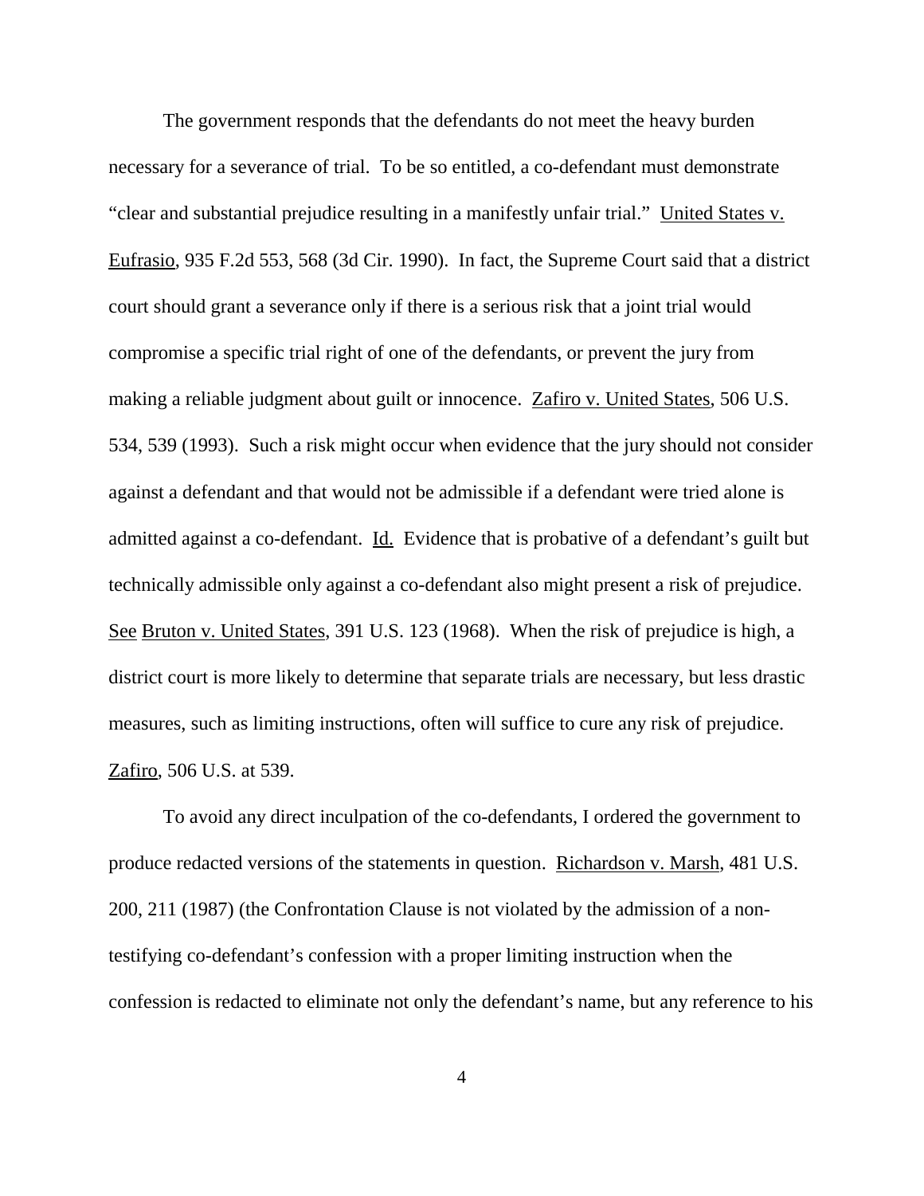The government responds that the defendants do not meet the heavy burden necessary for a severance of trial. To be so entitled, a co-defendant must demonstrate "clear and substantial prejudice resulting in a manifestly unfair trial." United States v. Eufrasio, 935 F.2d 553, 568 (3d Cir. 1990). In fact, the Supreme Court said that a district court should grant a severance only if there is a serious risk that a joint trial would compromise a specific trial right of one of the defendants, or prevent the jury from making a reliable judgment about guilt or innocence. Zafiro v. United States, 506 U.S. 534, 539 (1993). Such a risk might occur when evidence that the jury should not consider against a defendant and that would not be admissible if a defendant were tried alone is admitted against a co-defendant. Id. Evidence that is probative of a defendant's guilt but technically admissible only against a co-defendant also might present a risk of prejudice. See Bruton v. United States, 391 U.S. 123 (1968). When the risk of prejudice is high, a district court is more likely to determine that separate trials are necessary, but less drastic measures, such as limiting instructions, often will suffice to cure any risk of prejudice. Zafiro, 506 U.S. at 539.

To avoid any direct inculpation of the co-defendants, I ordered the government to produce redacted versions of the statements in question. Richardson v. Marsh, 481 U.S. 200, 211 (1987) (the Confrontation Clause is not violated by the admission of a non-testifying co-defendant's confession with a proper limiting instruction when the confession is redacted to eliminate not only the defendant's name, but any reference to his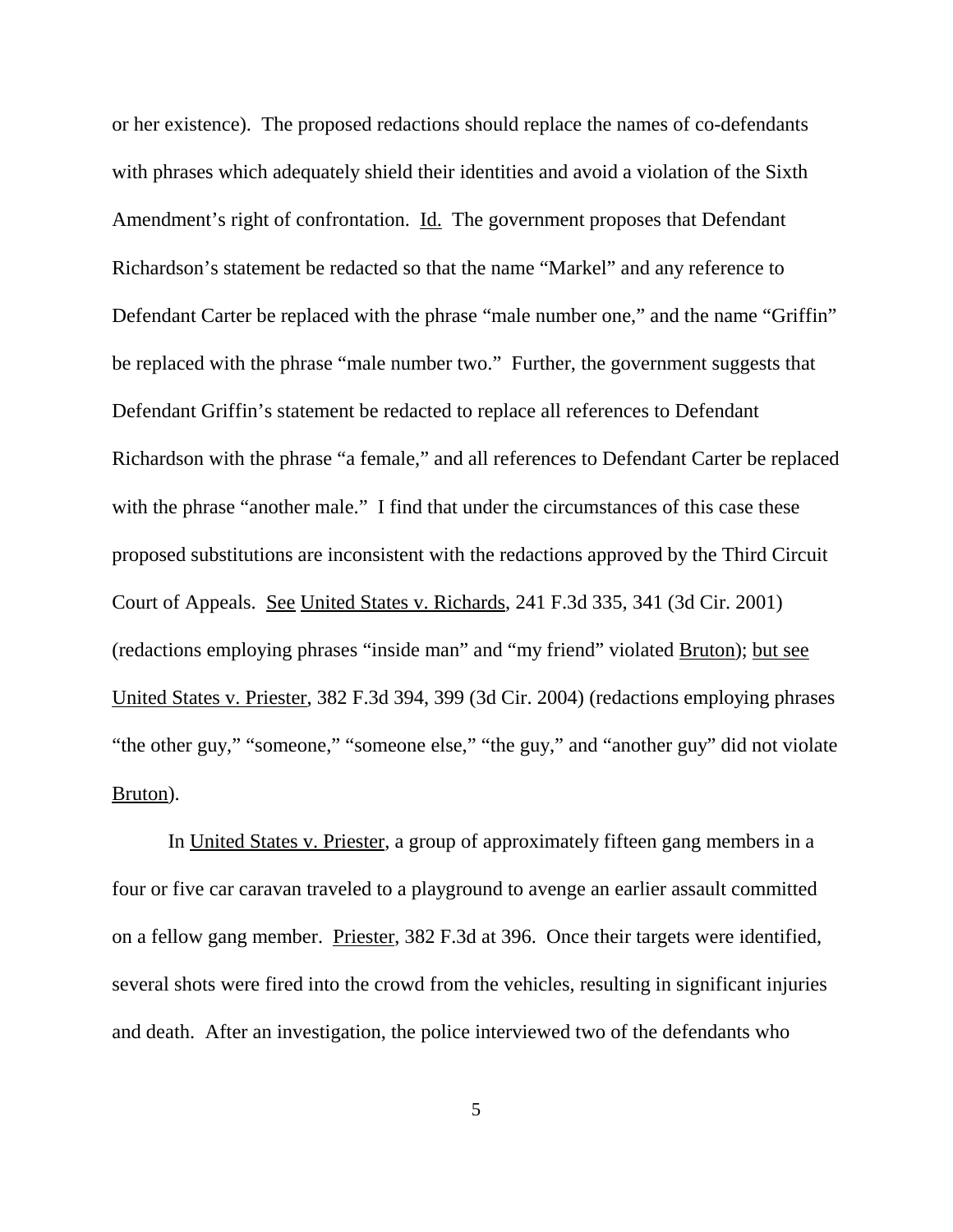or her existence). The proposed redactions should replace the names of co-defendants with phrases which adequately shield their identities and avoid a violation of the Sixth Amendment's right of confrontation. Id. The government proposes that Defendant Richardson's statement be redacted so that the name "Markel" and any reference to Defendant Carter be replaced with the phrase "male number one," and the name "Griffin" be replaced with the phrase "male number two." Further, the government suggests that Defendant Griffin's statement be redacted to replace all references to Defendant Richardson with the phrase "a female," and all references to Defendant Carter be replaced with the phrase "another male." I find that under the circumstances of this case these proposed substitutions are inconsistent with the redactions approved by the Third Circuit Court of Appeals. See United States v. Richards, 241 F.3d 335, 341 (3d Cir. 2001) (redactions employing phrases "inside man" and "my friend" violated Bruton); but see United States v. Priester, 382 F.3d 394, 399 (3d Cir. 2004) (redactions employing phrases "the other guy," "someone," "someone else," "the guy," and "another guy" did not violate Bruton).

In United States v. Priester, a group of approximately fifteen gang members in a four or five car caravan traveled to a playground to avenge an earlier assault committed on a fellow gang member. Priester, 382 F.3d at 396. Once their targets were identified, several shots were fired into the crowd from the vehicles, resulting in significant injuries and death. After an investigation, the police interviewed two of the defendants who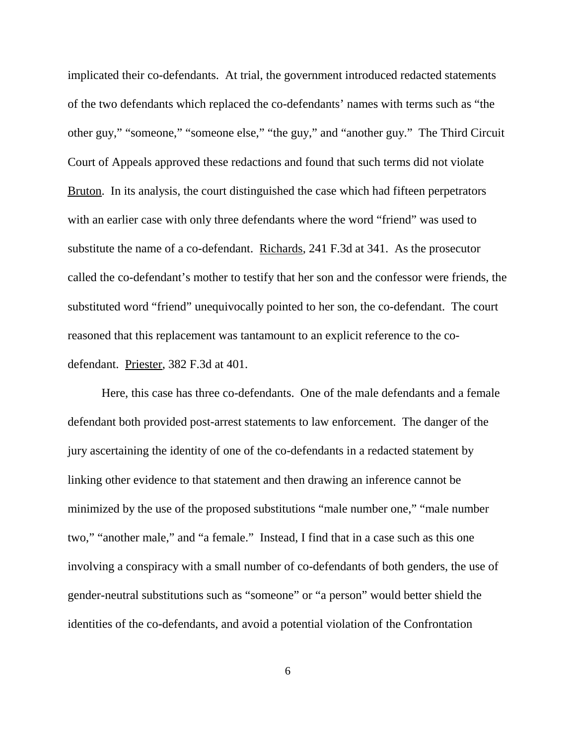implicated their co-defendants. At trial, the government introduced redacted statements of the two defendants which replaced the co-defendants' names with terms such as "the other guy," "someone," "someone else," "the guy," and "another guy." The Third Circuit Court of Appeals approved these redactions and found that such terms did not violate Bruton. In its analysis, the court distinguished the case which had fifteen perpetrators with an earlier case with only three defendants where the word "friend" was used to substitute the name of a co-defendant. Richards, 241 F.3d at 341. As the prosecutor called the co-defendant's mother to testify that her son and the confessor were friends, the substituted word "friend" unequivocally pointed to her son, the co-defendant. The court reasoned that this replacement was tantamount to an explicit reference to the co-defendant. Priester, 382 F.3d at 401.

Here, this case has three co-defendants. One of the male defendants and a female defendant both provided post-arrest statements to law enforcement. The danger of the jury ascertaining the identity of one of the co-defendants in a redacted statement by linking other evidence to that statement and then drawing an inference cannot be minimized by the use of the proposed substitutions "male number one," "male number two," "another male," and "a female." Instead, I find that in a case such as this one involving a conspiracy with a small number of co-defendants of both genders, the use of gender-neutral substitutions such as "someone" or "a person" would better shield the identities of the co-defendants, and avoid a potential violation of the Confrontation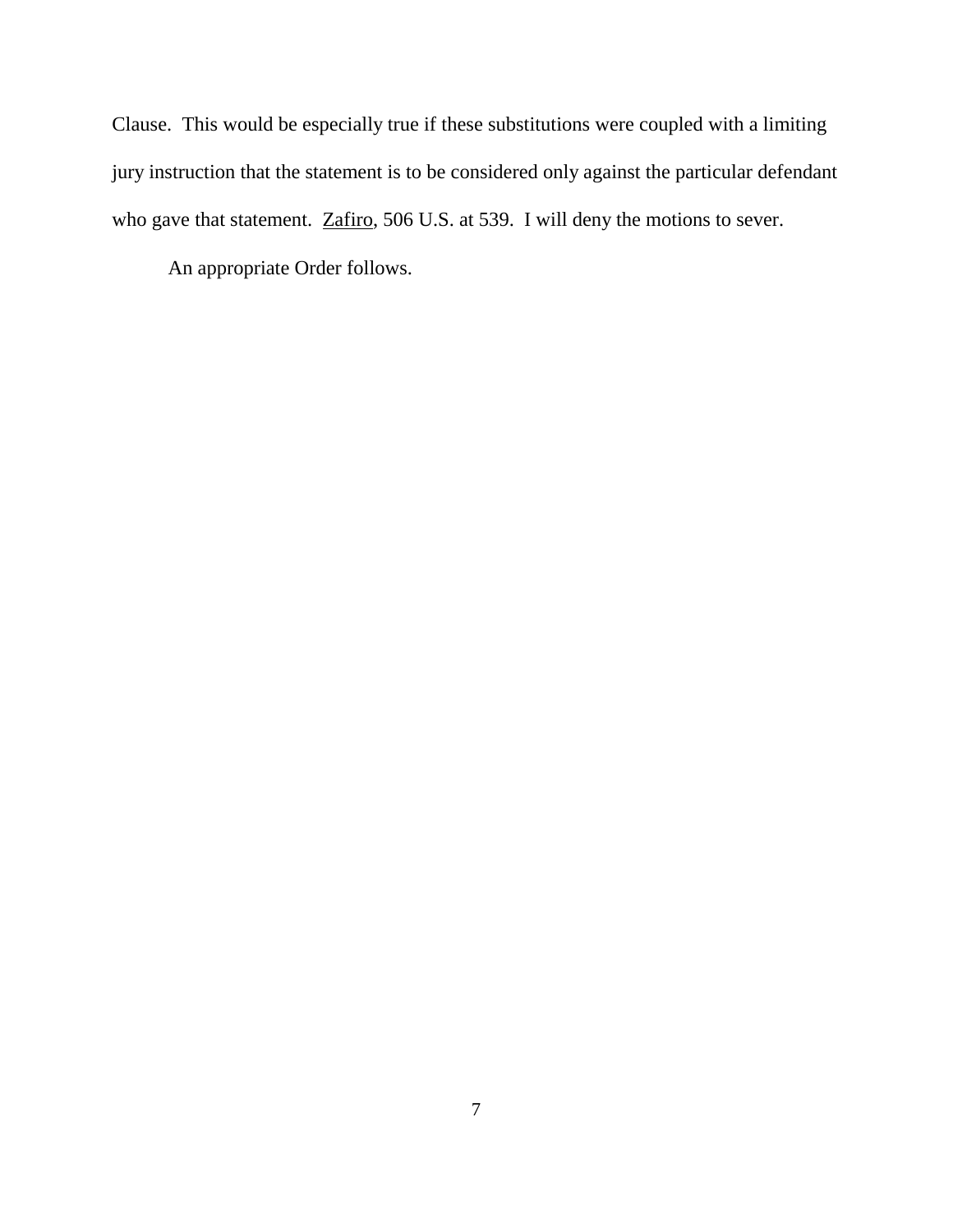Clause. This would be especially true if these substitutions were coupled with a limiting jury instruction that the statement is to be considered only against the particular defendant who gave that statement. Zafiro, 506 U.S. at 539. I will deny the motions to sever.

An appropriate Order follows.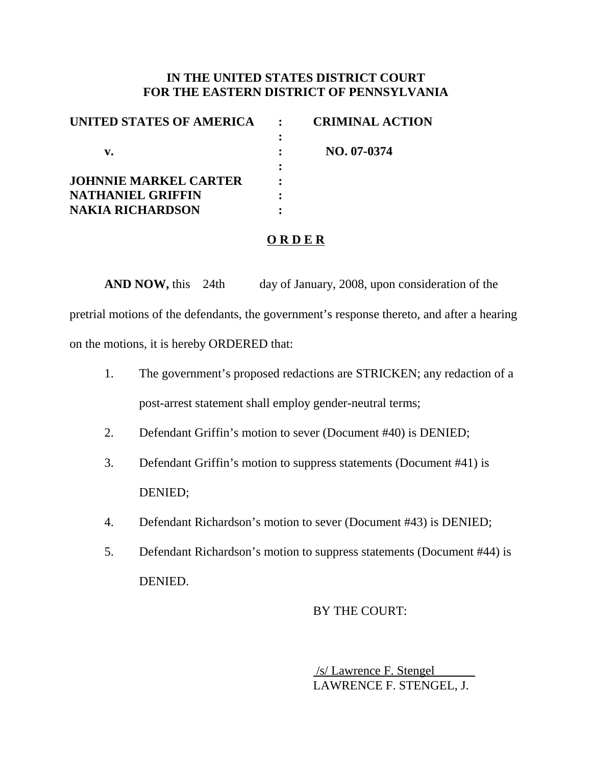**IN THE UNITED STATES DISTRICT COURT**
**FOR THE EASTERN DISTRICT OF PENNSYLVANIA**

| | | |
|---|---|---|
| **UNITED STATES OF AMERICA** | : | **CRIMINAL ACTION** |
| | : | |
| **v.** | : | **NO. 07-0374** |
| | : | |
| **JOHNNIE MARKEL CARTER** | : | |
| **NATHANIEL GRIFFIN** | : | |
| **NAKIA RICHARDSON** | : | |

**O R D E R**

**AND NOW,** this 24th day of January, 2008, upon consideration of the pretrial motions of the defendants, the government's response thereto, and after a hearing on the motions, it is hereby ORDERED that:

1. The government's proposed redactions are STRICKEN; any redaction of a post-arrest statement shall employ gender-neutral terms;
2. Defendant Griffin's motion to sever (Document #40) is DENIED;
3. Defendant Griffin's motion to suppress statements (Document #41) is DENIED;
4. Defendant Richardson's motion to sever (Document #43) is DENIED;
5. Defendant Richardson's motion to suppress statements (Document #44) is DENIED.

BY THE COURT:

/s/ Lawrence F. Stengel
LAWRENCE F. STENGEL, J.